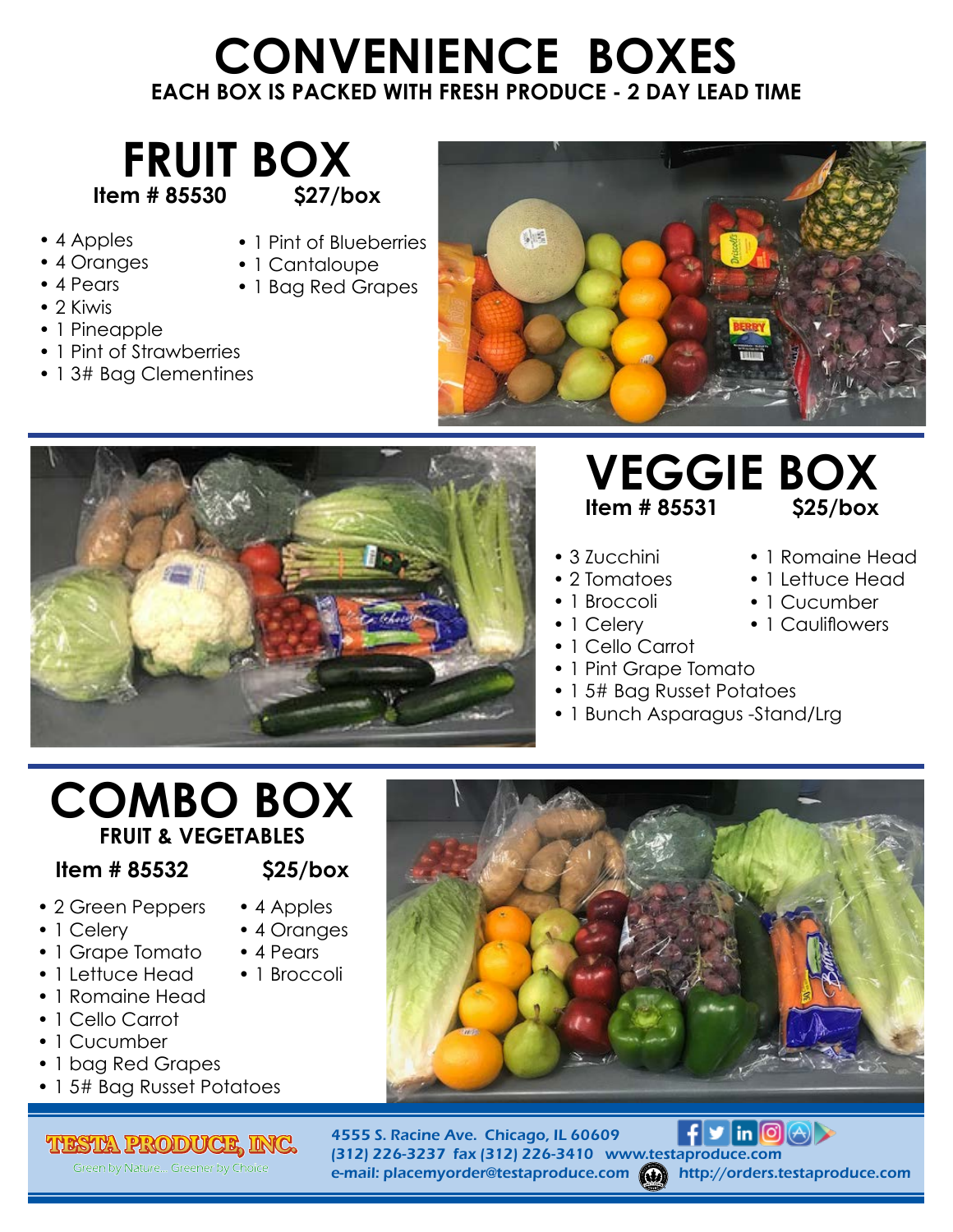# CONVENIENCE BOXES

**EACH BOX IS PACKED WITH FRESH PRODUCE - 2 DAY LEAD TIME**

## FRUIT BOX

**Item # 85530** **$27/box**

- 4 Apples
- 4 Oranges
- 4 Pears
- 2 Kiwis
- 1 Pineapple
- 1 Pint of Strawberries
- 1 3# Bag Clementines
- 1 Pint of Blueberries
- 1 Cantaloupe
- 1 Bag Red Grapes

## VEGGIE BOX

**Item # 85531** **$25/box**

- 3 Zucchini
- 2 Tomatoes
- 1 Broccoli
- 1 Celery
- 1 Cello Carrot
- 1 Pint Grape Tomato
- 1 5# Bag Russet Potatoes
- 1 Bunch Asparagus -Stand/Lrg
- 1 Romaine Head
- 1 Lettuce Head
- 1 Cucumber
- 1 Cauliflowers

## COMBO BOX

**FRUIT & VEGETABLES**

**Item # 85532** **$25/box**

- 2 Green Peppers
- 1 Celery
- 1 Grape Tomato
- 1 Lettuce Head
- 1 Romaine Head
- 1 Cello Carrot
- 1 Cucumber
- 1 bag Red Grapes
- 1 5# Bag Russet Potatoes
- 4 Apples
- 4 Oranges
- 4 Pears
- 1 Broccoli

**TESTA PRODUCE, INC.**
Green by Nature... Greener by Choice

4555 S. Racine Ave. Chicago, IL 60609
(312) 226-3237 fax (312) 226-3410 www.testaproduce.com
e-mail: placemyorder@testaproduce.com http://orders.testaproduce.com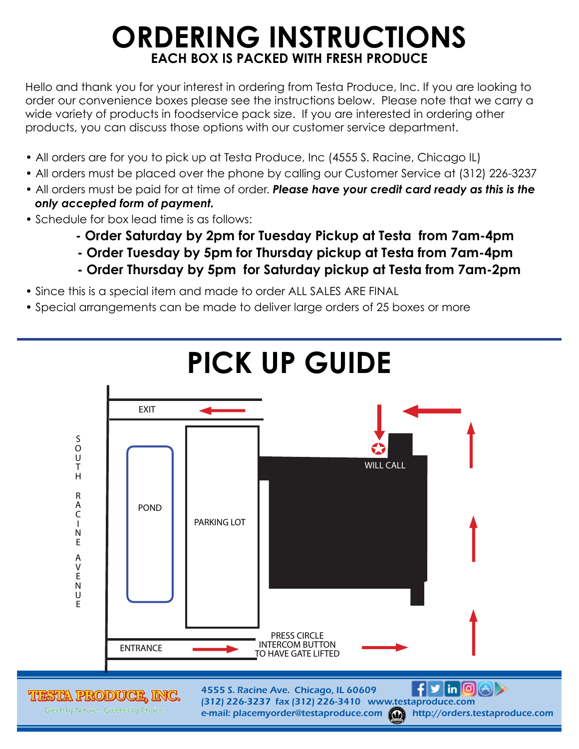# ORDERING INSTRUCTIONS

## EACH BOX IS PACKED WITH FRESH PRODUCE

Hello and thank you for your interest in ordering from Testa Produce, Inc. If you are looking to order our convenience boxes please see the instructions below. Please note that we carry a wide variety of products in foodservice pack size. If you are interested in ordering other products, you can discuss those options with our customer service department.

- All orders are for you to pick up at Testa Produce, Inc (4555 S. Racine, Chicago IL)
- All orders must be placed over the phone by calling our Customer Service at (312) 226-3237
- All orders must be paid for at time of order. ***Please have your credit card ready as this is the only accepted form of payment.***
- Schedule for box lead time is as follows:
  - **Order Saturday by 2pm for Tuesday Pickup at Testa from 7am-4pm**
  - **Order Tuesday by 5pm for Thursday pickup at Testa from 7am-4pm**
  - **Order Thursday by 5pm for Saturday pickup at Testa from 7am-2pm**
- Since this is a special item and made to order ALL SALES ARE FINAL
- Special arrangements can be made to deliver large orders of 25 boxes or more

# PICK UP GUIDE

SOUTH RACINE AVENUE

EXIT

WILL CALL

POND

PARKING LOT

ENTRANCE

PRESS CIRCLE INTERCOM BUTTON TO HAVE GATE LIFTED

**TESTA PRODUCE, INC.**
Green by Nature... Greener by Choice

4555 S. Racine Ave. Chicago, IL 60609
(312) 226-3237 fax (312) 226-3410 www.testaproduce.com
e-mail: placemyorder@testaproduce.com http://orders.testaproduce.com